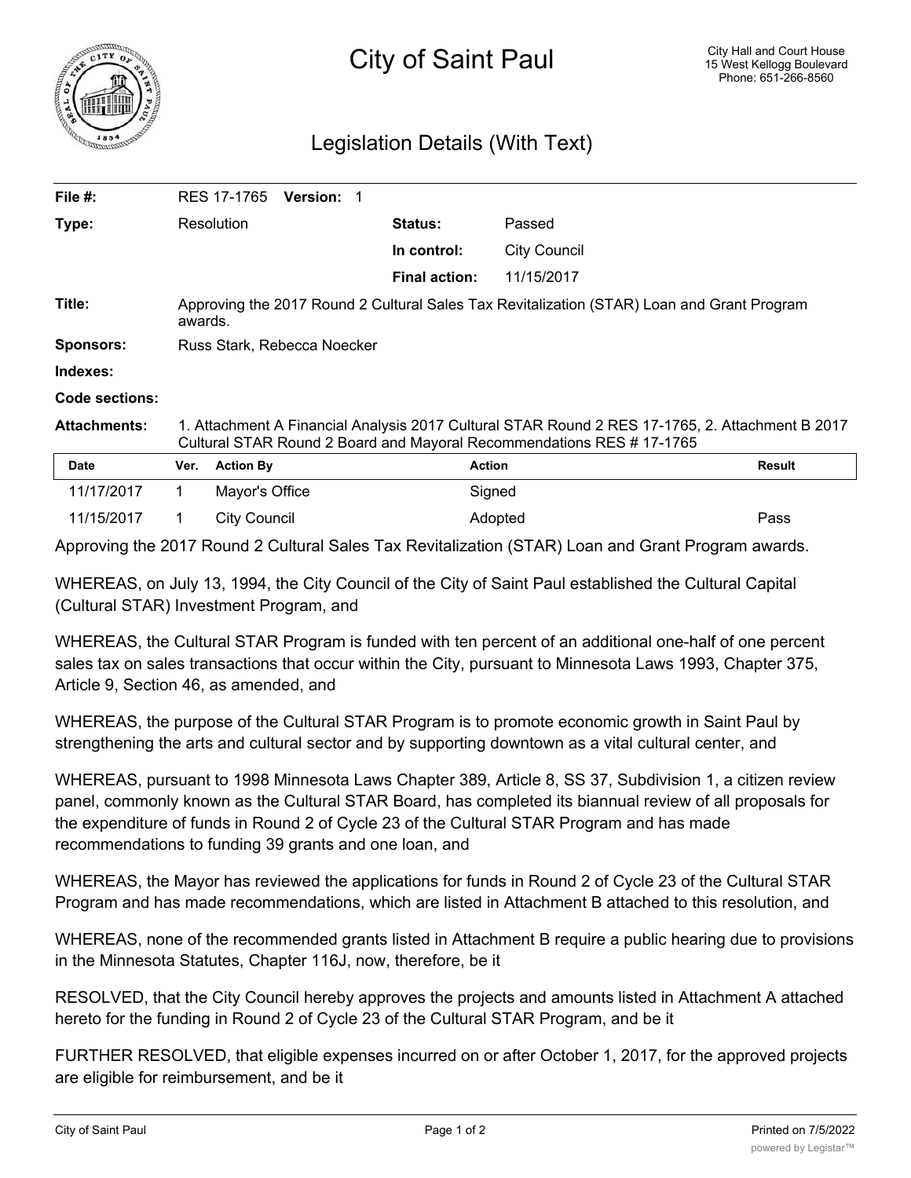# City of Saint Paul

City Hall and Court House
15 West Kellogg Boulevard
Phone: 651-266-8560

## Legislation Details (With Text)

| | | | |
|---|---|---|---|
| **File #:** | RES 17-1765 **Version:** 1 | | |
| **Type:** | Resolution | **Status:** | Passed |
| | | **In control:** | City Council |
| | | **Final action:** | 11/15/2017 |
| **Title:** | Approving the 2017 Round 2 Cultural Sales Tax Revitalization (STAR) Loan and Grant Program awards. | | |
| **Sponsors:** | Russ Stark, Rebecca Noecker | | |
| **Indexes:** | | | |
| **Code sections:** | | | |
| **Attachments:** | 1. Attachment A Financial Analysis 2017 Cultural STAR Round 2 RES 17-1765, 2. Attachment B 2017 Cultural STAR Round 2 Board and Mayoral Recommendations RES # 17-1765 | | |

| Date | Ver. | Action By | Action | Result |
|---|---|---|---|---|
| 11/17/2017 | 1 | Mayor's Office | Signed | |
| 11/15/2017 | 1 | City Council | Adopted | Pass |

Approving the 2017 Round 2 Cultural Sales Tax Revitalization (STAR) Loan and Grant Program awards.

WHEREAS, on July 13, 1994, the City Council of the City of Saint Paul established the Cultural Capital (Cultural STAR) Investment Program, and

WHEREAS, the Cultural STAR Program is funded with ten percent of an additional one-half of one percent sales tax on sales transactions that occur within the City, pursuant to Minnesota Laws 1993, Chapter 375, Article 9, Section 46, as amended, and

WHEREAS, the purpose of the Cultural STAR Program is to promote economic growth in Saint Paul by strengthening the arts and cultural sector and by supporting downtown as a vital cultural center, and

WHEREAS, pursuant to 1998 Minnesota Laws Chapter 389, Article 8, SS 37, Subdivision 1, a citizen review panel, commonly known as the Cultural STAR Board, has completed its biannual review of all proposals for the expenditure of funds in Round 2 of Cycle 23 of the Cultural STAR Program and has made recommendations to funding 39 grants and one loan, and

WHEREAS, the Mayor has reviewed the applications for funds in Round 2 of Cycle 23 of the Cultural STAR Program and has made recommendations, which are listed in Attachment B attached to this resolution, and

WHEREAS, none of the recommended grants listed in Attachment B require a public hearing due to provisions in the Minnesota Statutes, Chapter 116J, now, therefore, be it

RESOLVED, that the City Council hereby approves the projects and amounts listed in Attachment A attached hereto for the funding in Round 2 of Cycle 23 of the Cultural STAR Program, and be it

FURTHER RESOLVED, that eligible expenses incurred on or after October 1, 2017, for the approved projects are eligible for reimbursement, and be it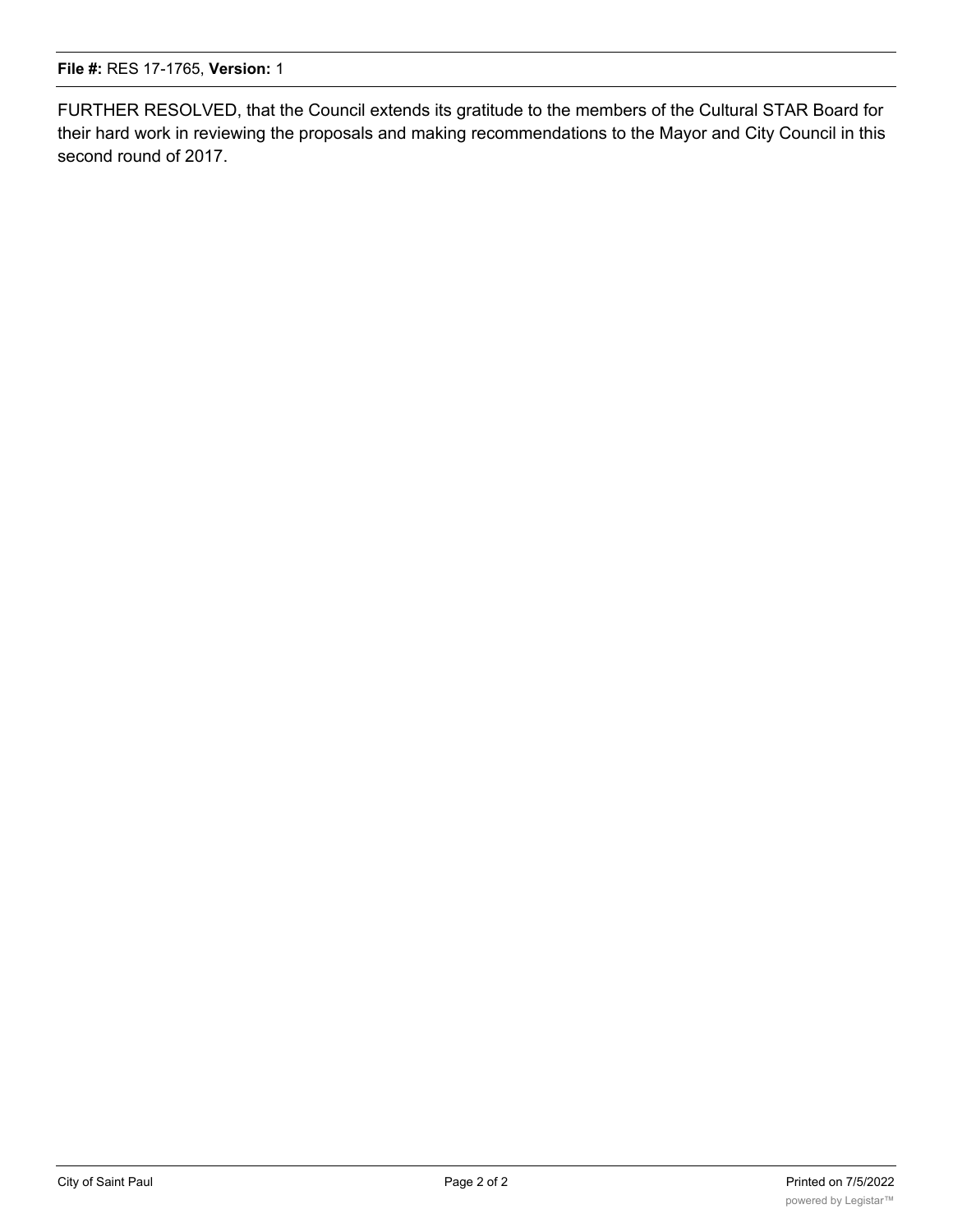FURTHER RESOLVED, that the Council extends its gratitude to the members of the Cultural STAR Board for their hard work in reviewing the proposals and making recommendations to the Mayor and City Council in this second round of 2017.